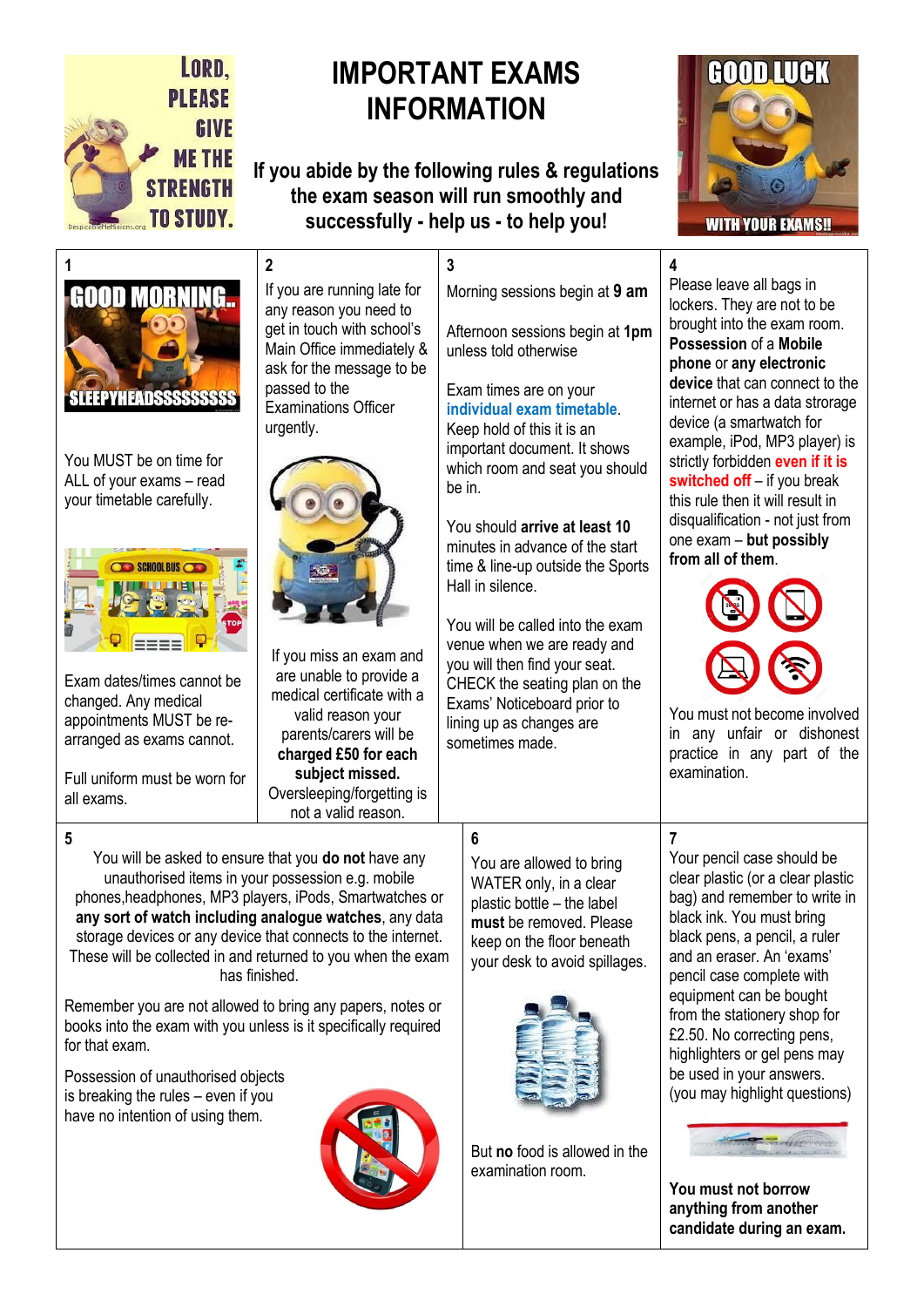# IMPORTANT EXAMS INFORMATION

**If you abide by the following rules & regulations the exam season will run smoothly and successfully - help us - to help you!**

## 1

You MUST be on time for ALL of your exams – read your timetable carefully.

Exam dates/times cannot be changed. Any medical appointments MUST be re-arranged as exams cannot.

Full uniform must be worn for all exams.

## 2

If you are running late for any reason you need to get in touch with school's Main Office immediately & ask for the message to be passed to the Examinations Officer urgently.

If you miss an exam and are unable to provide a medical certificate with a valid reason your parents/carers will be **charged £50 for each subject missed.** Oversleeping/forgetting is not a valid reason.

## 3

Morning sessions begin at **9 am**

Afternoon sessions begin at **1pm** unless told otherwise

Exam times are on your **individual exam timetable**. Keep hold of this it is an important document. It shows which room and seat you should be in.

You should **arrive at least 10** minutes in advance of the start time & line-up outside the Sports Hall in silence.

You will be called into the exam venue when we are ready and you will then find your seat. CHECK the seating plan on the Exams' Noticeboard prior to lining up as changes are sometimes made.

## 4

Please leave all bags in lockers. They are not to be brought into the exam room. **Possession** of a **Mobile phone** or **any electronic device** that can connect to the internet or has a data strorage device (a smartwatch for example, iPod, MP3 player) is strictly forbidden **even if it is switched off** – if you break this rule then it will result in disqualification - not just from one exam – **but possibly from all of them**.

You must not become involved in any unfair or dishonest practice in any part of the examination.

## 5

You will be asked to ensure that you **do not** have any unauthorised items in your possession e.g. mobile phones,headphones, MP3 players, iPods, Smartwatches or **any sort of watch including analogue watches**, any data storage devices or any device that connects to the internet. These will be collected in and returned to you when the exam has finished.

Remember you are not allowed to bring any papers, notes or books into the exam with you unless is it specifically required for that exam.

Possession of unauthorised objects is breaking the rules – even if you have no intention of using them.

## 6

You are allowed to bring WATER only, in a clear plastic bottle – the label **must** be removed. Please keep on the floor beneath your desk to avoid spillages.

But **no** food is allowed in the examination room.

## 7

Your pencil case should be clear plastic (or a clear plastic bag) and remember to write in black ink. You must bring black pens, a pencil, a ruler and an eraser. An 'exams' pencil case complete with equipment can be bought from the stationery shop for £2.50. No correcting pens, highlighters or gel pens may be used in your answers. (you may highlight questions)

**You must not borrow anything from another candidate during an exam.**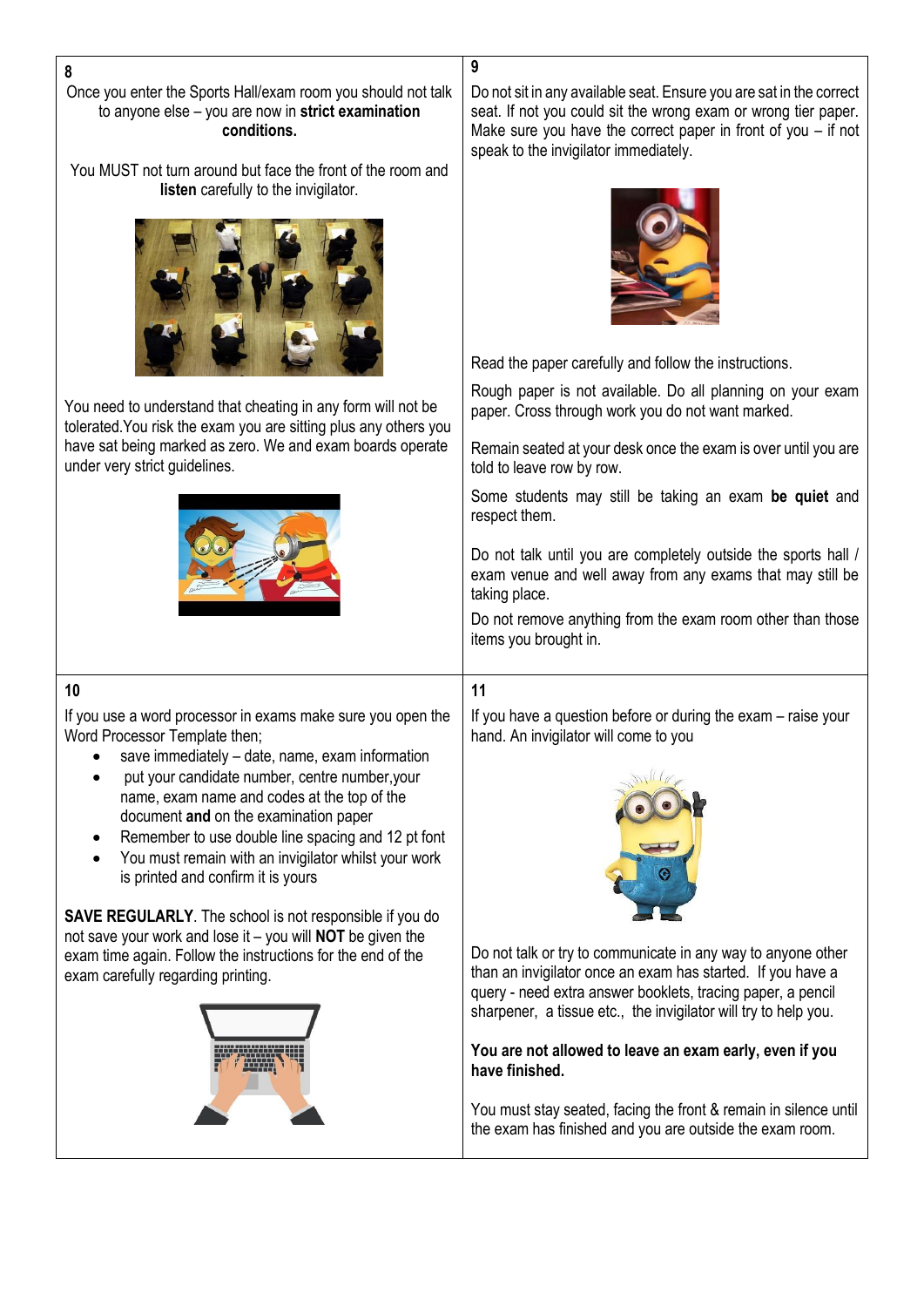## 8

Once you enter the Sports Hall/exam room you should not talk to anyone else – you are now in **strict examination conditions.**

You MUST not turn around but face the front of the room and **listen** carefully to the invigilator.

You need to understand that cheating in any form will not be tolerated.You risk the exam you are sitting plus any others you have sat being marked as zero. We and exam boards operate under very strict guidelines.

## 9

Do not sit in any available seat. Ensure you are sat in the correct seat. If not you could sit the wrong exam or wrong tier paper. Make sure you have the correct paper in front of you – if not speak to the invigilator immediately.

Read the paper carefully and follow the instructions.

Rough paper is not available. Do all planning on your exam paper. Cross through work you do not want marked.

Remain seated at your desk once the exam is over until you are told to leave row by row.

Some students may still be taking an exam **be quiet** and respect them.

Do not talk until you are completely outside the sports hall / exam venue and well away from any exams that may still be taking place.

Do not remove anything from the exam room other than those items you brought in.

## 10

If you use a word processor in exams make sure you open the Word Processor Template then;

- save immediately – date, name, exam information
- put your candidate number, centre number,your name, exam name and codes at the top of the document **and** on the examination paper
- Remember to use double line spacing and 12 pt font
- You must remain with an invigilator whilst your work is printed and confirm it is yours

**SAVE REGULARLY**. The school is not responsible if you do not save your work and lose it – you will **NOT** be given the exam time again. Follow the instructions for the end of the exam carefully regarding printing.

## 11

If you have a question before or during the exam – raise your hand. An invigilator will come to you

Do not talk or try to communicate in any way to anyone other than an invigilator once an exam has started. If you have a query - need extra answer booklets, tracing paper, a pencil sharpener, a tissue etc., the invigilator will try to help you.

**You are not allowed to leave an exam early, even if you have finished.**

You must stay seated, facing the front & remain in silence until the exam has finished and you are outside the exam room.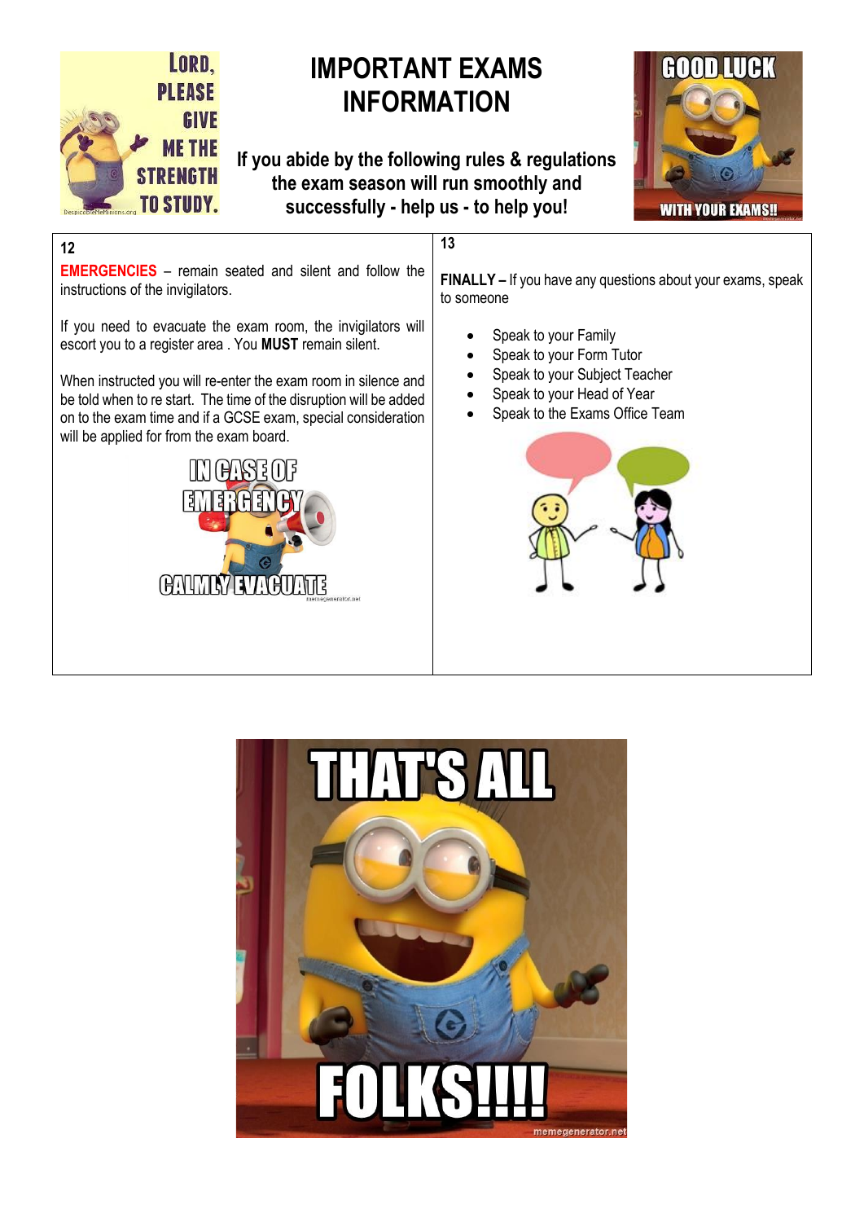# IMPORTANT EXAMS INFORMATION

**If you abide by the following rules & regulations the exam season will run smoothly and successfully - help us - to help you!**

**12**

**EMERGENCIES** – remain seated and silent and follow the instructions of the invigilators.

If you need to evacuate the exam room, the invigilators will escort you to a register area . You **MUST** remain silent.

When instructed you will re-enter the exam room in silence and be told when to re start. The time of the disruption will be added on to the exam time and if a GCSE exam, special consideration will be applied for from the exam board.

**13**

**FINALLY –** If you have any questions about your exams, speak to someone

- Speak to your Family
- Speak to your Form Tutor
- Speak to your Subject Teacher
- Speak to your Head of Year
- Speak to the Exams Office Team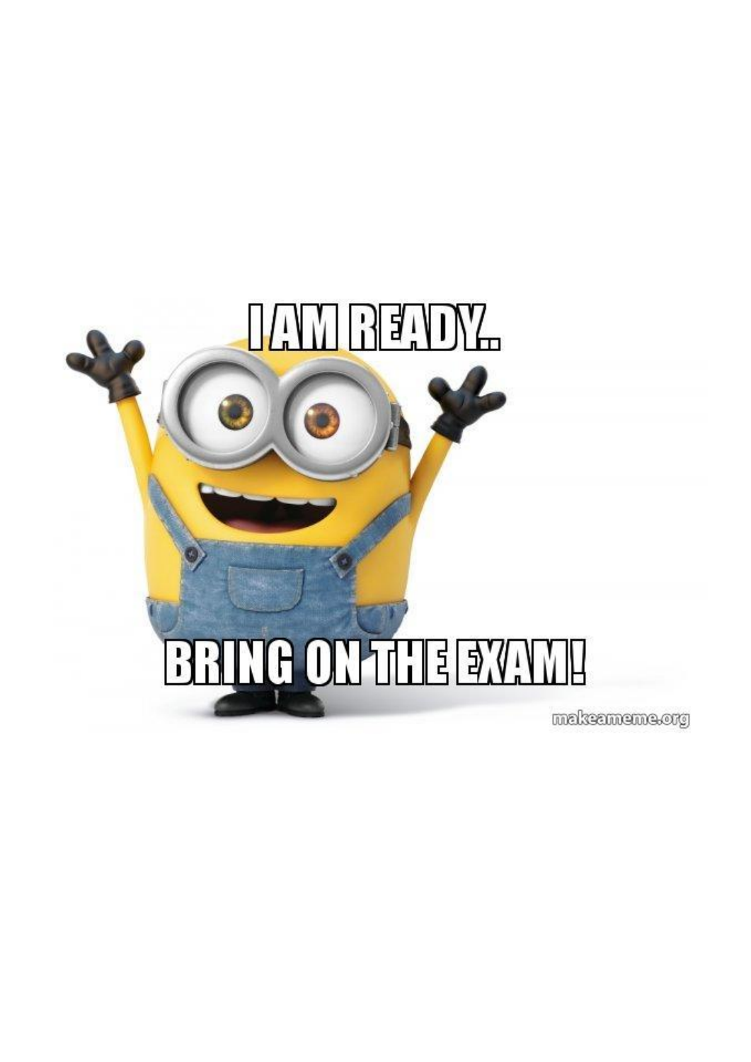I AM READY..

BRING ON THE EXAM!

makeameme.org